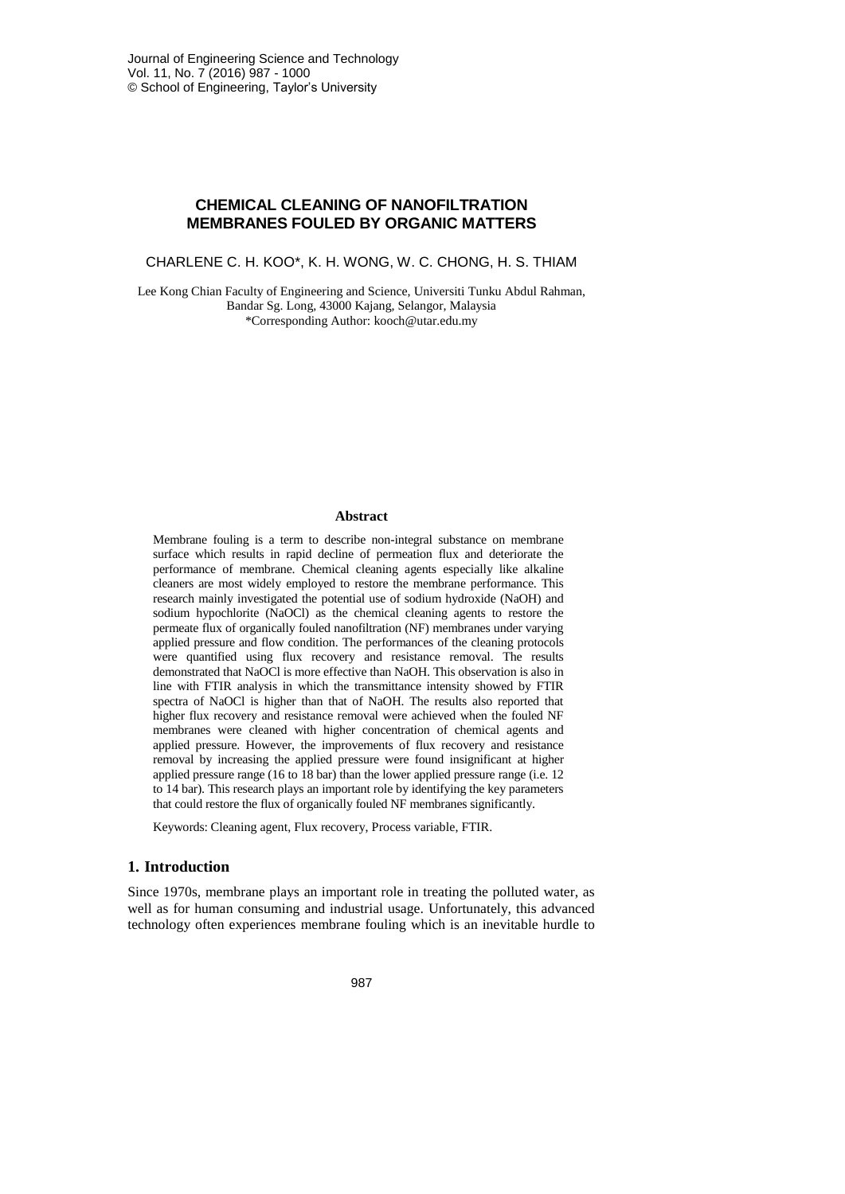# CHEMICAL CLEANING OF NANOFILTRATION MEMBRANES FOULED BY ORGANIC MATTERS

CHARLENE C. H. KOO*, K. H. WONG, W. C. CHONG, H. S. THIAM

Lee Kong Chian Faculty of Engineering and Science, Universiti Tunku Abdul Rahman, Bandar Sg. Long, 43000 Kajang, Selangor, Malaysia
*Corresponding Author: kooch@utar.edu.my

## Abstract

Membrane fouling is a term to describe non-integral substance on membrane surface which results in rapid decline of permeation flux and deteriorate the performance of membrane. Chemical cleaning agents especially like alkaline cleaners are most widely employed to restore the membrane performance. This research mainly investigated the potential use of sodium hydroxide (NaOH) and sodium hypochlorite (NaOCl) as the chemical cleaning agents to restore the permeate flux of organically fouled nanofiltration (NF) membranes under varying applied pressure and flow condition. The performances of the cleaning protocols were quantified using flux recovery and resistance removal. The results demonstrated that NaOCl is more effective than NaOH. This observation is also in line with FTIR analysis in which the transmittance intensity showed by FTIR spectra of NaOCl is higher than that of NaOH. The results also reported that higher flux recovery and resistance removal were achieved when the fouled NF membranes were cleaned with higher concentration of chemical agents and applied pressure. However, the improvements of flux recovery and resistance removal by increasing the applied pressure were found insignificant at higher applied pressure range (16 to 18 bar) than the lower applied pressure range (i.e. 12 to 14 bar). This research plays an important role by identifying the key parameters that could restore the flux of organically fouled NF membranes significantly.

Keywords: Cleaning agent, Flux recovery, Process variable, FTIR.

## 1. Introduction

Since 1970s, membrane plays an important role in treating the polluted water, as well as for human consuming and industrial usage. Unfortunately, this advanced technology often experiences membrane fouling which is an inevitable hurdle to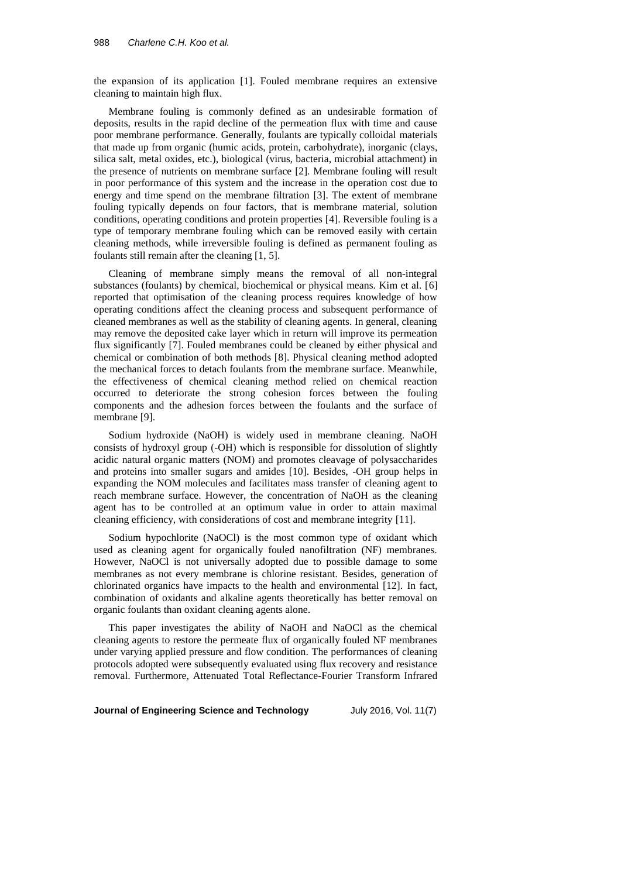the expansion of its application [1]. Fouled membrane requires an extensive cleaning to maintain high flux.

Membrane fouling is commonly defined as an undesirable formation of deposits, results in the rapid decline of the permeation flux with time and cause poor membrane performance. Generally, foulants are typically colloidal materials that made up from organic (humic acids, protein, carbohydrate), inorganic (clays, silica salt, metal oxides, etc.), biological (virus, bacteria, microbial attachment) in the presence of nutrients on membrane surface [2]. Membrane fouling will result in poor performance of this system and the increase in the operation cost due to energy and time spend on the membrane filtration [3]. The extent of membrane fouling typically depends on four factors, that is membrane material, solution conditions, operating conditions and protein properties [4]. Reversible fouling is a type of temporary membrane fouling which can be removed easily with certain cleaning methods, while irreversible fouling is defined as permanent fouling as foulants still remain after the cleaning [1, 5].

Cleaning of membrane simply means the removal of all non-integral substances (foulants) by chemical, biochemical or physical means. Kim et al. [6] reported that optimisation of the cleaning process requires knowledge of how operating conditions affect the cleaning process and subsequent performance of cleaned membranes as well as the stability of cleaning agents. In general, cleaning may remove the deposited cake layer which in return will improve its permeation flux significantly [7]. Fouled membranes could be cleaned by either physical and chemical or combination of both methods [8]. Physical cleaning method adopted the mechanical forces to detach foulants from the membrane surface. Meanwhile, the effectiveness of chemical cleaning method relied on chemical reaction occurred to deteriorate the strong cohesion forces between the fouling components and the adhesion forces between the foulants and the surface of membrane [9].

Sodium hydroxide (NaOH) is widely used in membrane cleaning. NaOH consists of hydroxyl group (-OH) which is responsible for dissolution of slightly acidic natural organic matters (NOM) and promotes cleavage of polysaccharides and proteins into smaller sugars and amides [10]. Besides, -OH group helps in expanding the NOM molecules and facilitates mass transfer of cleaning agent to reach membrane surface. However, the concentration of NaOH as the cleaning agent has to be controlled at an optimum value in order to attain maximal cleaning efficiency, with considerations of cost and membrane integrity [11].

Sodium hypochlorite (NaOCl) is the most common type of oxidant which used as cleaning agent for organically fouled nanofiltration (NF) membranes. However, NaOCl is not universally adopted due to possible damage to some membranes as not every membrane is chlorine resistant. Besides, generation of chlorinated organics have impacts to the health and environmental [12]. In fact, combination of oxidants and alkaline agents theoretically has better removal on organic foulants than oxidant cleaning agents alone.

This paper investigates the ability of NaOH and NaOCl as the chemical cleaning agents to restore the permeate flux of organically fouled NF membranes under varying applied pressure and flow condition. The performances of cleaning protocols adopted were subsequently evaluated using flux recovery and resistance removal. Furthermore, Attenuated Total Reflectance-Fourier Transform Infrared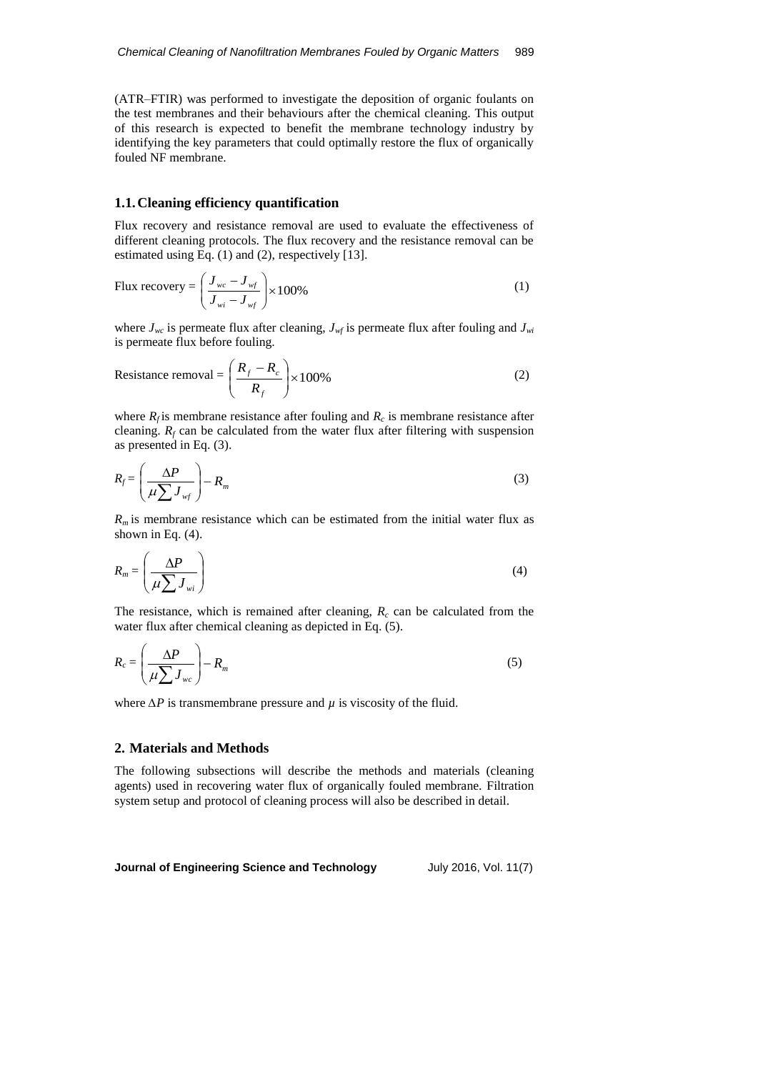(ATR–FTIR) was performed to investigate the deposition of organic foulants on the test membranes and their behaviours after the chemical cleaning. This output of this research is expected to benefit the membrane technology industry by identifying the key parameters that could optimally restore the flux of organically fouled NF membrane.

## 1.1. Cleaning efficiency quantification

Flux recovery and resistance removal are used to evaluate the effectiveness of different cleaning protocols. The flux recovery and the resistance removal can be estimated using Eq. (1) and (2), respectively [13].

$$\text{Flux recovery} = \left( \frac{J_{wc} - J_{wf}}{J_{wi} - J_{wf}} \right) \times 100\% \tag{1}$$

where $J_{wc}$ is permeate flux after cleaning, $J_{wf}$ is permeate flux after fouling and $J_{wi}$ is permeate flux before fouling.

$$\text{Resistance removal} = \left( \frac{R_f - R_c}{R_f} \right) \times 100\% \tag{2}$$

where $R_f$ is membrane resistance after fouling and $R_c$ is membrane resistance after cleaning. $R_f$ can be calculated from the water flux after filtering with suspension as presented in Eq. (3).

$$R_f = \left( \frac{\Delta P}{\mu \sum J_{wf}} \right) - R_m \tag{3}$$

$R_m$ is membrane resistance which can be estimated from the initial water flux as shown in Eq. (4).

$$R_m = \left( \frac{\Delta P}{\mu \sum J_{wi}} \right) \tag{4}$$

The resistance, which is remained after cleaning, $R_c$ can be calculated from the water flux after chemical cleaning as depicted in Eq. (5).

$$R_c = \left( \frac{\Delta P}{\mu \sum J_{wc}} \right) - R_m \tag{5}$$

where $\Delta P$ is transmembrane pressure and $\mu$ is viscosity of the fluid.

# 2. Materials and Methods

The following subsections will describe the methods and materials (cleaning agents) used in recovering water flux of organically fouled membrane. Filtration system setup and protocol of cleaning process will also be described in detail.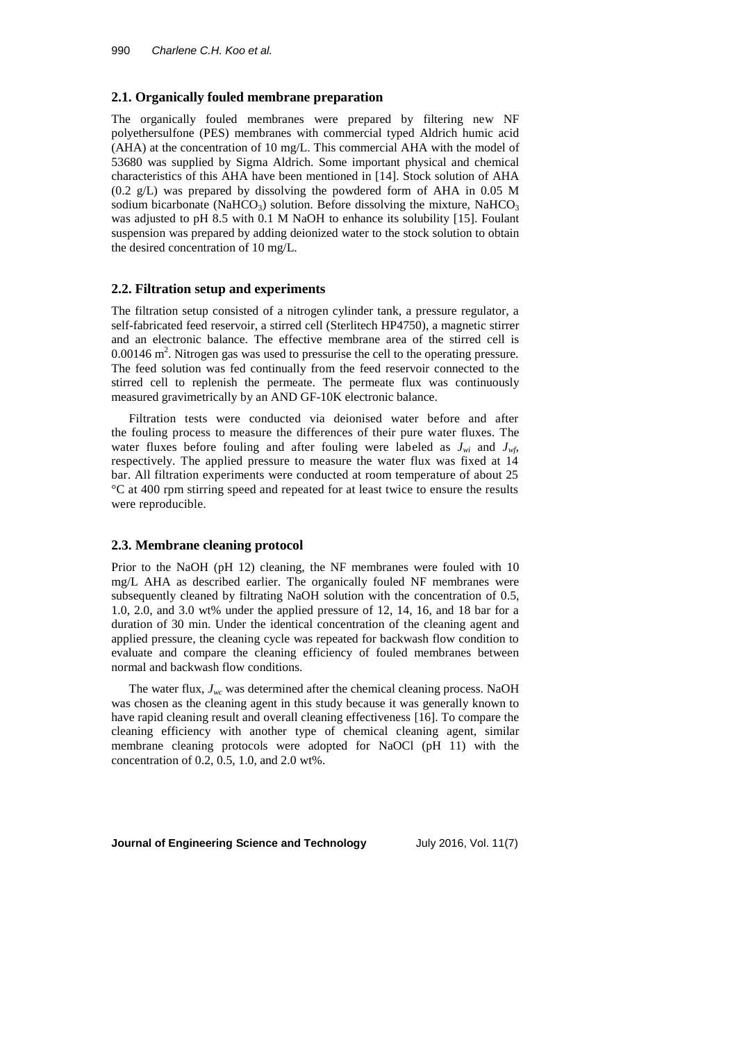## 2.1. Organically fouled membrane preparation

The organically fouled membranes were prepared by filtering new NF polyethersulfone (PES) membranes with commercial typed Aldrich humic acid (AHA) at the concentration of 10 mg/L. This commercial AHA with the model of 53680 was supplied by Sigma Aldrich. Some important physical and chemical characteristics of this AHA have been mentioned in [14]. Stock solution of AHA (0.2 g/L) was prepared by dissolving the powdered form of AHA in 0.05 M sodium bicarbonate ($NaHCO_3$) solution. Before dissolving the mixture, $NaHCO_3$ was adjusted to pH 8.5 with 0.1 M NaOH to enhance its solubility [15]. Foulant suspension was prepared by adding deionized water to the stock solution to obtain the desired concentration of 10 mg/L.

## 2.2. Filtration setup and experiments

The filtration setup consisted of a nitrogen cylinder tank, a pressure regulator, a self-fabricated feed reservoir, a stirred cell (Sterlitech HP4750), a magnetic stirrer and an electronic balance. The effective membrane area of the stirred cell is 0.00146 $m^2$. Nitrogen gas was used to pressurise the cell to the operating pressure. The feed solution was fed continually from the feed reservoir connected to the stirred cell to replenish the permeate. The permeate flux was continuously measured gravimetrically by an AND GF-10K electronic balance.

Filtration tests were conducted via deionised water before and after the fouling process to measure the differences of their pure water fluxes. The water fluxes before fouling and after fouling were labeled as $J_{wi}$ and $J_{wf}$, respectively. The applied pressure to measure the water flux was fixed at 14 bar. All filtration experiments were conducted at room temperature of about 25 °C at 400 rpm stirring speed and repeated for at least twice to ensure the results were reproducible.

## 2.3. Membrane cleaning protocol

Prior to the NaOH (pH 12) cleaning, the NF membranes were fouled with 10 mg/L AHA as described earlier. The organically fouled NF membranes were subsequently cleaned by filtrating NaOH solution with the concentration of 0.5, 1.0, 2.0, and 3.0 wt% under the applied pressure of 12, 14, 16, and 18 bar for a duration of 30 min. Under the identical concentration of the cleaning agent and applied pressure, the cleaning cycle was repeated for backwash flow condition to evaluate and compare the cleaning efficiency of fouled membranes between normal and backwash flow conditions.

The water flux, $J_{wc}$ was determined after the chemical cleaning process. NaOH was chosen as the cleaning agent in this study because it was generally known to have rapid cleaning result and overall cleaning effectiveness [16]. To compare the cleaning efficiency with another type of chemical cleaning agent, similar membrane cleaning protocols were adopted for NaOCl (pH 11) with the concentration of 0.2, 0.5, 1.0, and 2.0 wt%.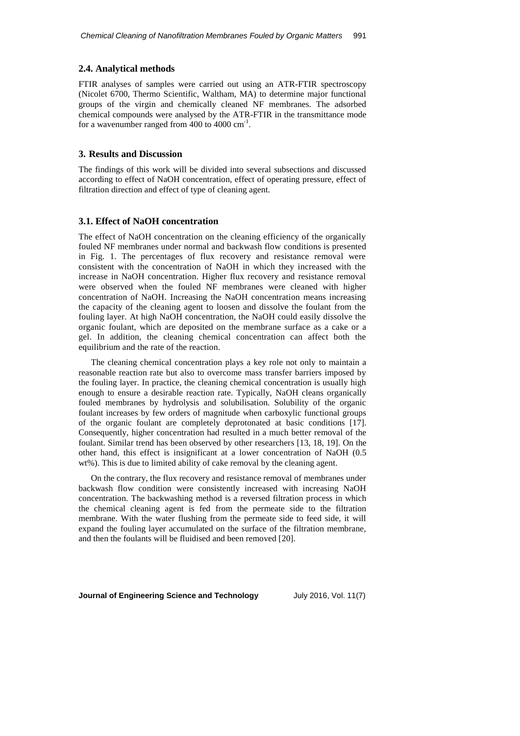### 2.4. Analytical methods

FTIR analyses of samples were carried out using an ATR-FTIR spectroscopy (Nicolet 6700, Thermo Scientific, Waltham, MA) to determine major functional groups of the virgin and chemically cleaned NF membranes. The adsorbed chemical compounds were analysed by the ATR-FTIR in the transmittance mode for a wavenumber ranged from 400 to 4000 $cm^{-1}$.

## 3. Results and Discussion

The findings of this work will be divided into several subsections and discussed according to effect of NaOH concentration, effect of operating pressure, effect of filtration direction and effect of type of cleaning agent.

### 3.1. Effect of NaOH concentration

The effect of NaOH concentration on the cleaning efficiency of the organically fouled NF membranes under normal and backwash flow conditions is presented in Fig. 1. The percentages of flux recovery and resistance removal were consistent with the concentration of NaOH in which they increased with the increase in NaOH concentration. Higher flux recovery and resistance removal were observed when the fouled NF membranes were cleaned with higher concentration of NaOH. Increasing the NaOH concentration means increasing the capacity of the cleaning agent to loosen and dissolve the foulant from the fouling layer. At high NaOH concentration, the NaOH could easily dissolve the organic foulant, which are deposited on the membrane surface as a cake or a gel. In addition, the cleaning chemical concentration can affect both the equilibrium and the rate of the reaction.

The cleaning chemical concentration plays a key role not only to maintain a reasonable reaction rate but also to overcome mass transfer barriers imposed by the fouling layer. In practice, the cleaning chemical concentration is usually high enough to ensure a desirable reaction rate. Typically, NaOH cleans organically fouled membranes by hydrolysis and solubilisation. Solubility of the organic foulant increases by few orders of magnitude when carboxylic functional groups of the organic foulant are completely deprotonated at basic conditions [17]. Consequently, higher concentration had resulted in a much better removal of the foulant. Similar trend has been observed by other researchers [13, 18, 19]. On the other hand, this effect is insignificant at a lower concentration of NaOH (0.5 wt%). This is due to limited ability of cake removal by the cleaning agent.

On the contrary, the flux recovery and resistance removal of membranes under backwash flow condition were consistently increased with increasing NaOH concentration. The backwashing method is a reversed filtration process in which the chemical cleaning agent is fed from the permeate side to the filtration membrane. With the water flushing from the permeate side to feed side, it will expand the fouling layer accumulated on the surface of the filtration membrane, and then the foulants will be fluidised and been removed [20].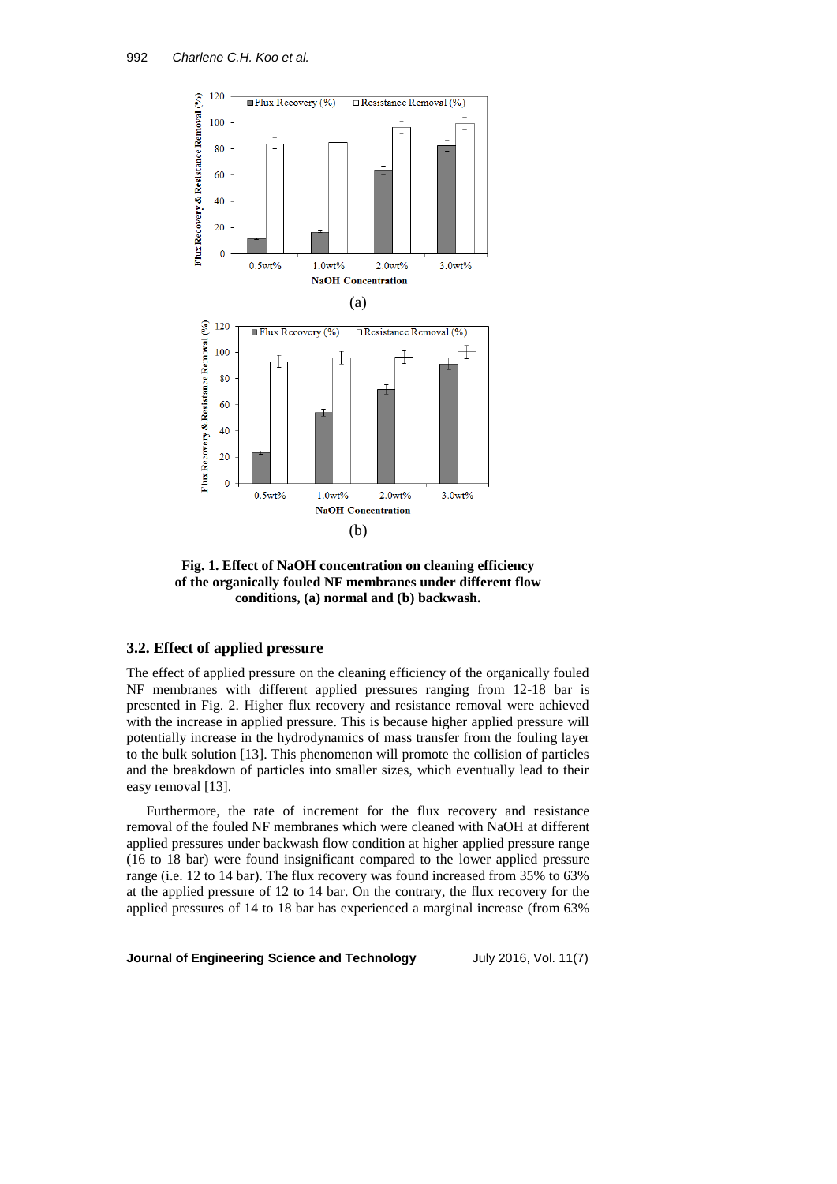Fig. 1. Effect of NaOH concentration on cleaning efficiency of the organically fouled NF membranes under different flow conditions, (a) normal and (b) backwash.

### 3.2. Effect of applied pressure

The effect of applied pressure on the cleaning efficiency of the organically fouled NF membranes with different applied pressures ranging from 12-18 bar is presented in Fig. 2. Higher flux recovery and resistance removal were achieved with the increase in applied pressure. This is because higher applied pressure will potentially increase in the hydrodynamics of mass transfer from the fouling layer to the bulk solution [13]. This phenomenon will promote the collision of particles and the breakdown of particles into smaller sizes, which eventually lead to their easy removal [13].

Furthermore, the rate of increment for the flux recovery and resistance removal of the fouled NF membranes which were cleaned with NaOH at different applied pressures under backwash flow condition at higher applied pressure range (16 to 18 bar) were found insignificant compared to the lower applied pressure range (i.e. 12 to 14 bar). The flux recovery was found increased from 35% to 63% at the applied pressure of 12 to 14 bar. On the contrary, the flux recovery for the applied pressures of 14 to 18 bar has experienced a marginal increase (from 63%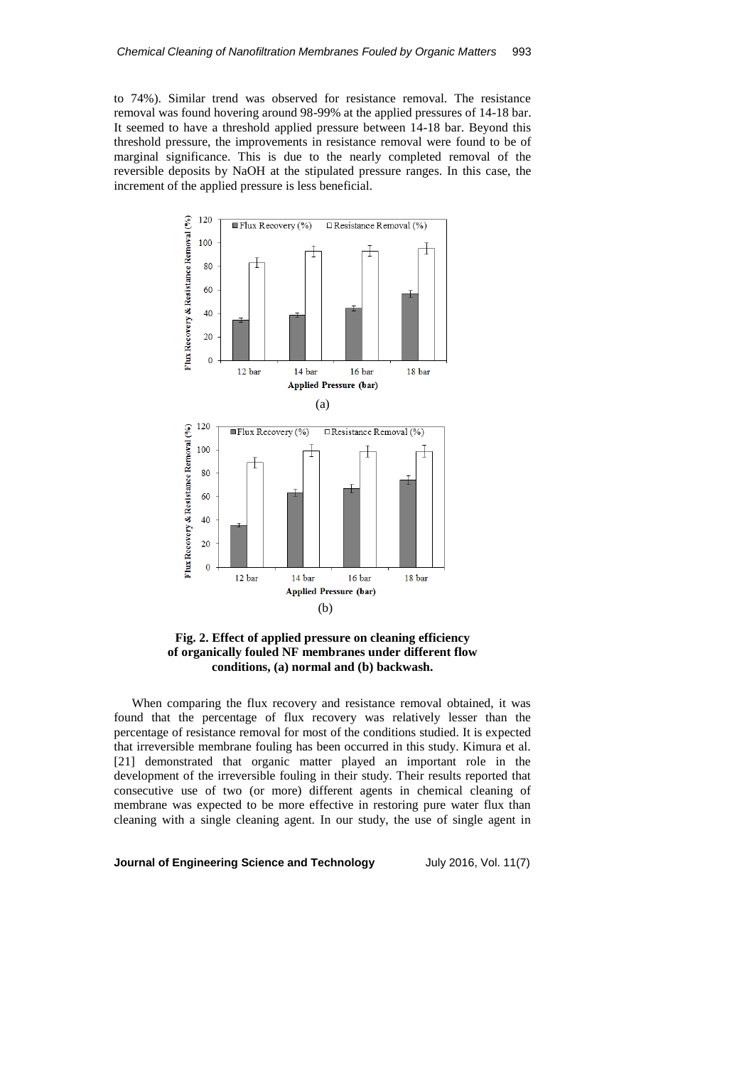to 74%). Similar trend was observed for resistance removal. The resistance removal was found hovering around 98-99% at the applied pressures of 14-18 bar. It seemed to have a threshold applied pressure between 14-18 bar. Beyond this threshold pressure, the improvements in resistance removal were found to be of marginal significance. This is due to the nearly completed removal of the reversible deposits by NaOH at the stipulated pressure ranges. In this case, the increment of the applied pressure is less beneficial.

**Fig. 2. Effect of applied pressure on cleaning efficiency of organically fouled NF membranes under different flow conditions, (a) normal and (b) backwash.**

When comparing the flux recovery and resistance removal obtained, it was found that the percentage of flux recovery was relatively lesser than the percentage of resistance removal for most of the conditions studied. It is expected that irreversible membrane fouling has been occurred in this study. Kimura et al. [21] demonstrated that organic matter played an important role in the development of the irreversible fouling in their study. Their results reported that consecutive use of two (or more) different agents in chemical cleaning of membrane was expected to be more effective in restoring pure water flux than cleaning with a single cleaning agent. In our study, the use of single agent in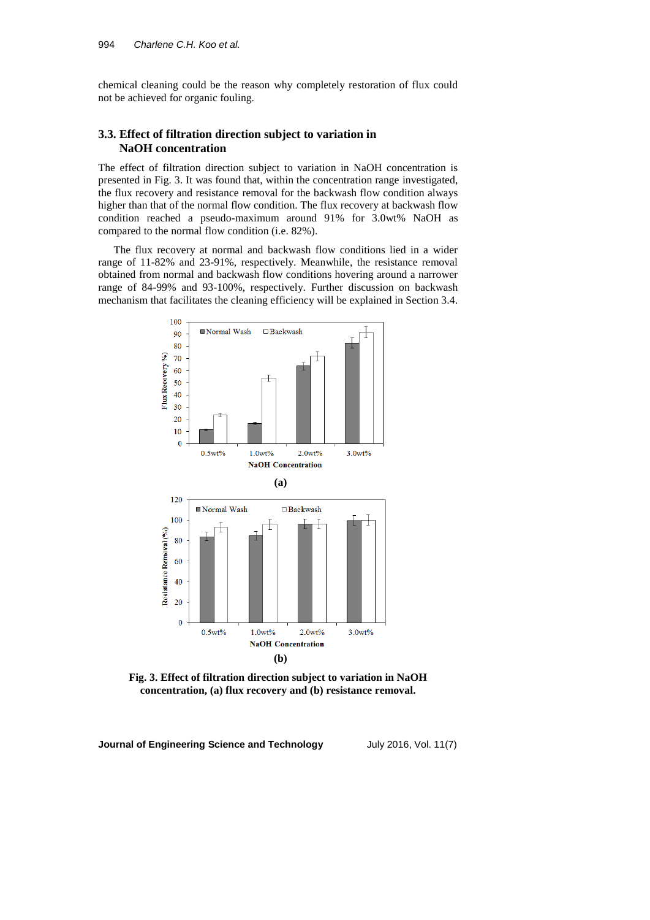chemical cleaning could be the reason why completely restoration of flux could not be achieved for organic fouling.

### 3.3. Effect of filtration direction subject to variation in NaOH concentration

The effect of filtration direction subject to variation in NaOH concentration is presented in Fig. 3. It was found that, within the concentration range investigated, the flux recovery and resistance removal for the backwash flow condition always higher than that of the normal flow condition. The flux recovery at backwash flow condition reached a pseudo-maximum around 91% for 3.0wt% NaOH as compared to the normal flow condition (i.e. 82%).

The flux recovery at normal and backwash flow conditions lied in a wider range of 11-82% and 23-91%, respectively. Meanwhile, the resistance removal obtained from normal and backwash flow conditions hovering around a narrower range of 84-99% and 93-100%, respectively. Further discussion on backwash mechanism that facilitates the cleaning efficiency will be explained in Section 3.4.

**(a)**

**(b)**

**Fig. 3. Effect of filtration direction subject to variation in NaOH concentration, (a) flux recovery and (b) resistance removal.**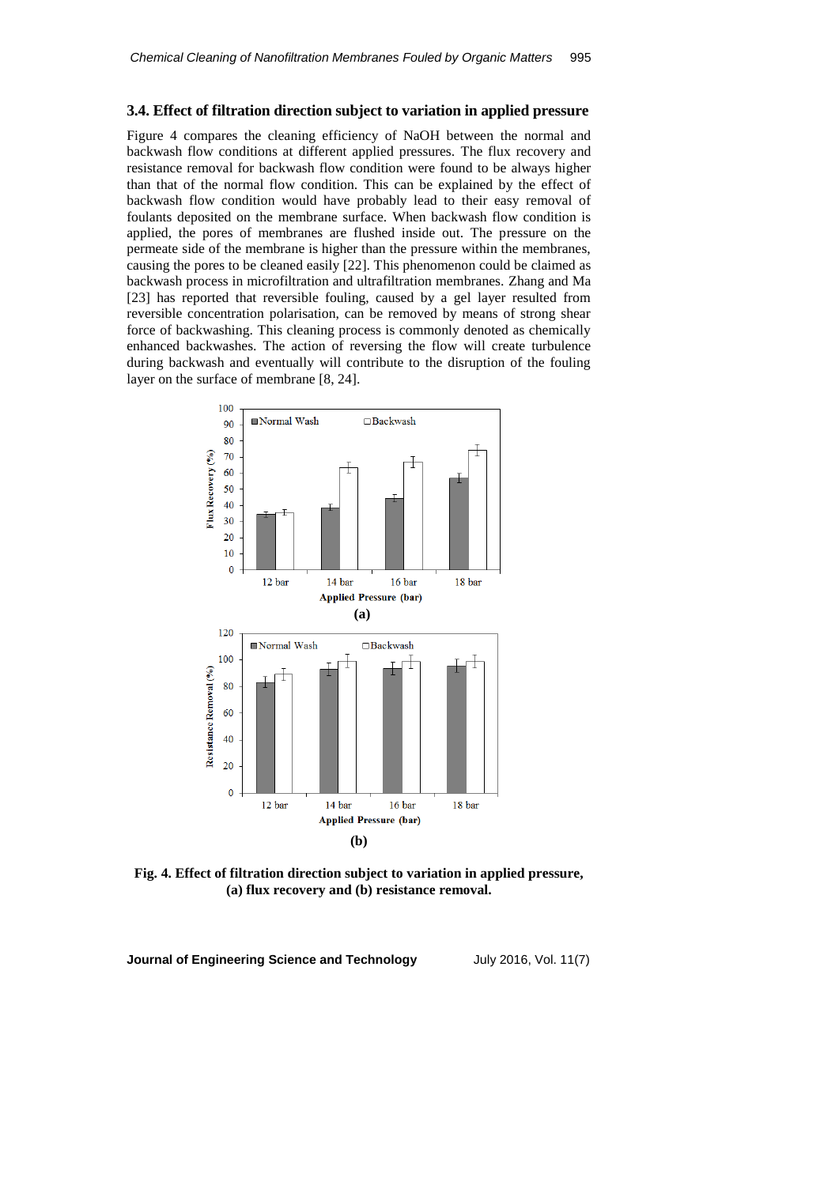### 3.4. Effect of filtration direction subject to variation in applied pressure

Figure 4 compares the cleaning efficiency of NaOH between the normal and backwash flow conditions at different applied pressures. The flux recovery and resistance removal for backwash flow condition were found to be always higher than that of the normal flow condition. This can be explained by the effect of backwash flow condition would have probably lead to their easy removal of foulants deposited on the membrane surface. When backwash flow condition is applied, the pores of membranes are flushed inside out. The pressure on the permeate side of the membrane is higher than the pressure within the membranes, causing the pores to be cleaned easily [22]. This phenomenon could be claimed as backwash process in microfiltration and ultrafiltration membranes. Zhang and Ma [23] has reported that reversible fouling, caused by a gel layer resulted from reversible concentration polarisation, can be removed by means of strong shear force of backwashing. This cleaning process is commonly denoted as chemically enhanced backwashes. The action of reversing the flow will create turbulence during backwash and eventually will contribute to the disruption of the fouling layer on the surface of membrane [8, 24].

**Fig. 4. Effect of filtration direction subject to variation in applied pressure, (a) flux recovery and (b) resistance removal.**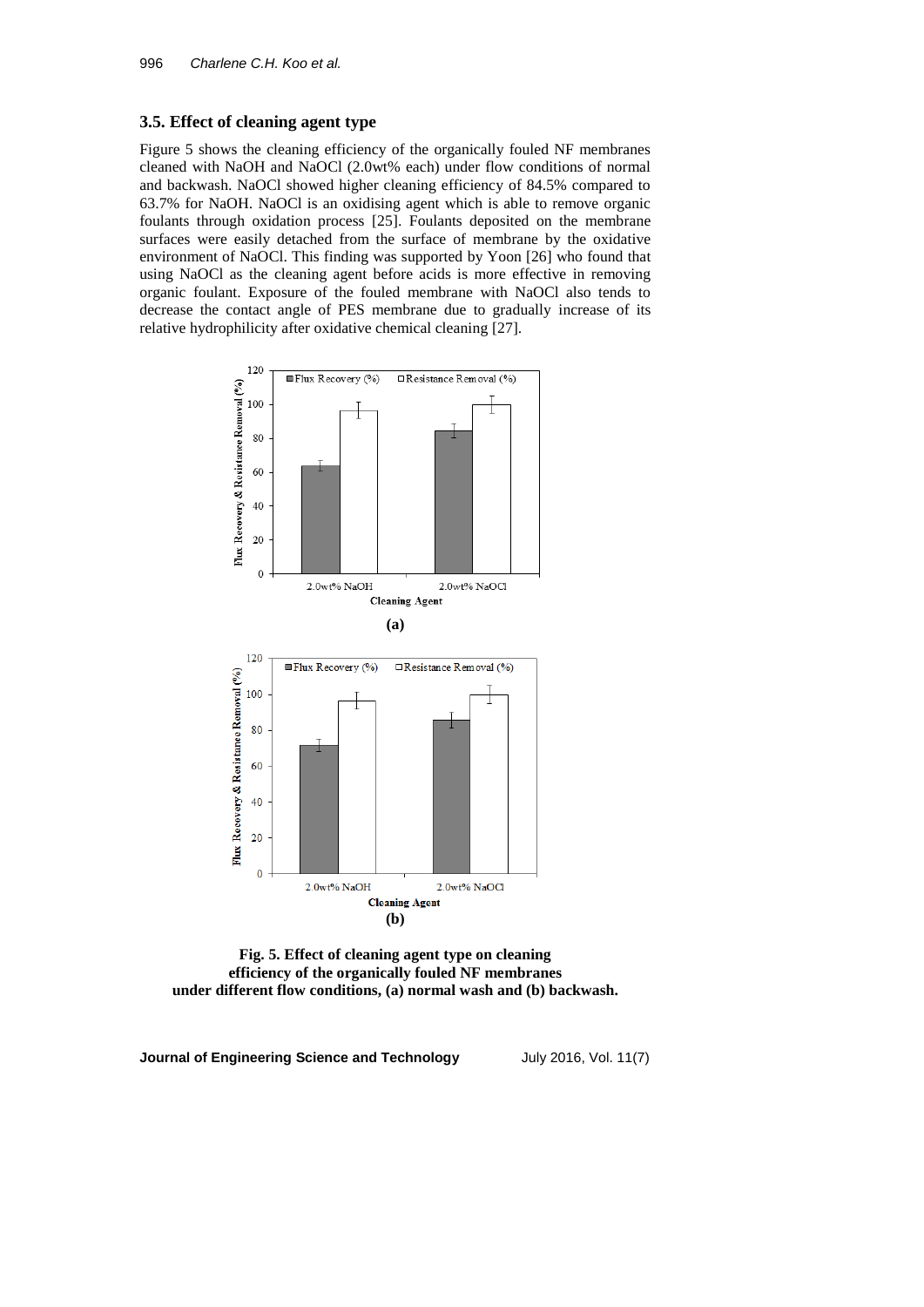### 3.5. Effect of cleaning agent type

Figure 5 shows the cleaning efficiency of the organically fouled NF membranes cleaned with NaOH and NaOCl (2.0wt% each) under flow conditions of normal and backwash. NaOCl showed higher cleaning efficiency of 84.5% compared to 63.7% for NaOH. NaOCl is an oxidising agent which is able to remove organic foulants through oxidation process [25]. Foulants deposited on the membrane surfaces were easily detached from the surface of membrane by the oxidative environment of NaOCl. This finding was supported by Yoon [26] who found that using NaOCl as the cleaning agent before acids is more effective in removing organic foulant. Exposure of the fouled membrane with NaOCl also tends to decrease the contact angle of PES membrane due to gradually increase of its relative hydrophilicity after oxidative chemical cleaning [27].

**Fig. 5. Effect of cleaning agent type on cleaning efficiency of the organically fouled NF membranes under different flow conditions, (a) normal wash and (b) backwash.**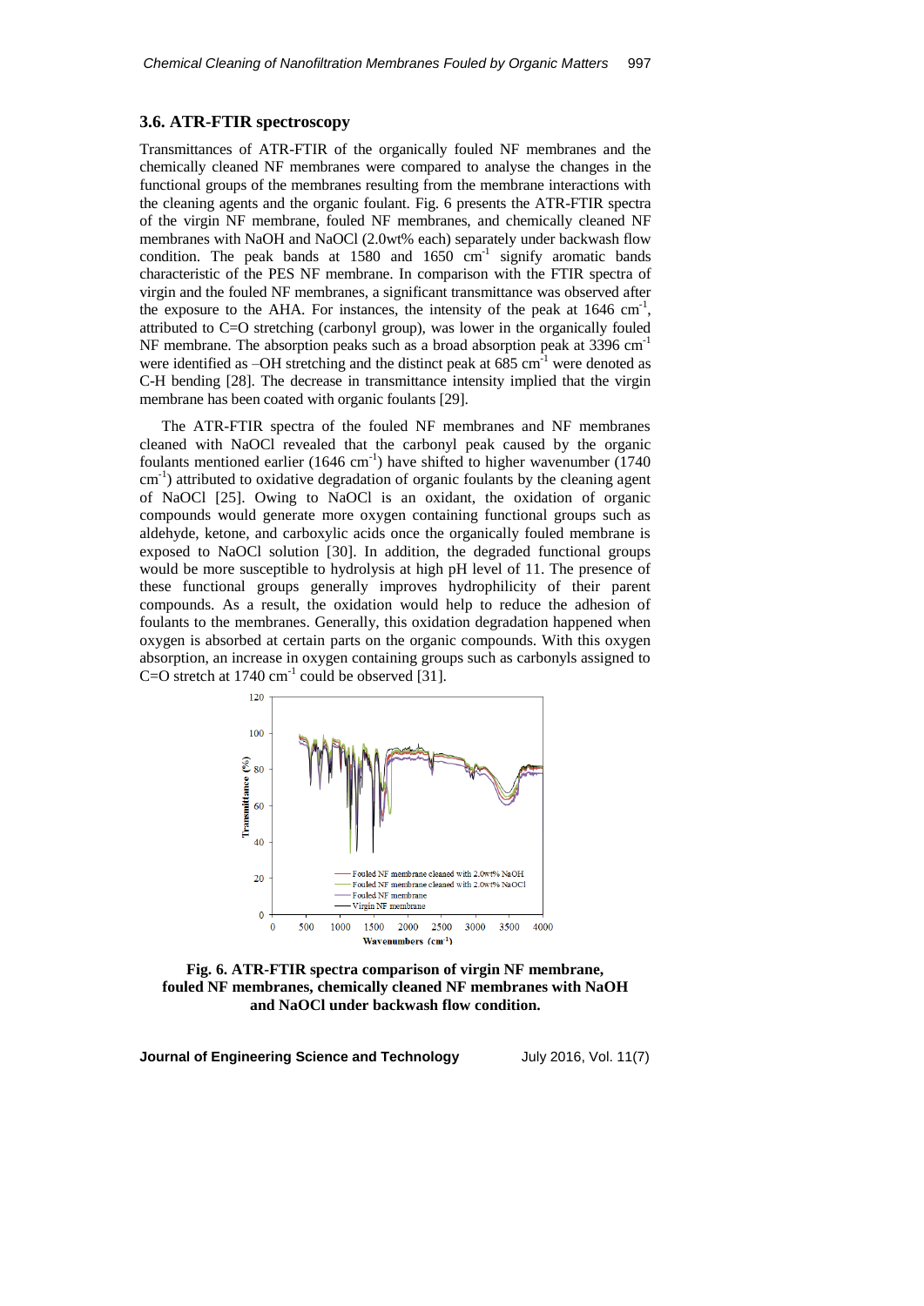### 3.6. ATR-FTIR spectroscopy

Transmittances of ATR-FTIR of the organically fouled NF membranes and the chemically cleaned NF membranes were compared to analyse the changes in the functional groups of the membranes resulting from the membrane interactions with the cleaning agents and the organic foulant. Fig. 6 presents the ATR-FTIR spectra of the virgin NF membrane, fouled NF membranes, and chemically cleaned NF membranes with NaOH and NaOCl (2.0wt% each) separately under backwash flow condition. The peak bands at 1580 and 1650 $cm^{-1}$ signify aromatic bands characteristic of the PES NF membrane. In comparison with the FTIR spectra of virgin and the fouled NF membranes, a significant transmittance was observed after the exposure to the AHA. For instances, the intensity of the peak at 1646 $cm^{-1}$, attributed to C=O stretching (carbonyl group), was lower in the organically fouled NF membrane. The absorption peaks such as a broad absorption peak at 3396 $cm^{-1}$ were identified as –OH stretching and the distinct peak at 685 $cm^{-1}$ were denoted as C-H bending [28]. The decrease in transmittance intensity implied that the virgin membrane has been coated with organic foulants [29].

The ATR-FTIR spectra of the fouled NF membranes and NF membranes cleaned with NaOCl revealed that the carbonyl peak caused by the organic foulants mentioned earlier (1646 $cm^{-1}$) have shifted to higher wavenumber (1740 $cm^{-1}$) attributed to oxidative degradation of organic foulants by the cleaning agent of NaOCl [25]. Owing to NaOCl is an oxidant, the oxidation of organic compounds would generate more oxygen containing functional groups such as aldehyde, ketone, and carboxylic acids once the organically fouled membrane is exposed to NaOCl solution [30]. In addition, the degraded functional groups would be more susceptible to hydrolysis at high pH level of 11. The presence of these functional groups generally improves hydrophilicity of their parent compounds. As a result, the oxidation would help to reduce the adhesion of foulants to the membranes. Generally, this oxidation degradation happened when oxygen is absorbed at certain parts on the organic compounds. With this oxygen absorption, an increase in oxygen containing groups such as carbonyls assigned to C=O stretch at 1740 $cm^{-1}$ could be observed [31].

**Fig. 6. ATR-FTIR spectra comparison of virgin NF membrane, fouled NF membranes, chemically cleaned NF membranes with NaOH and NaOCl under backwash flow condition.**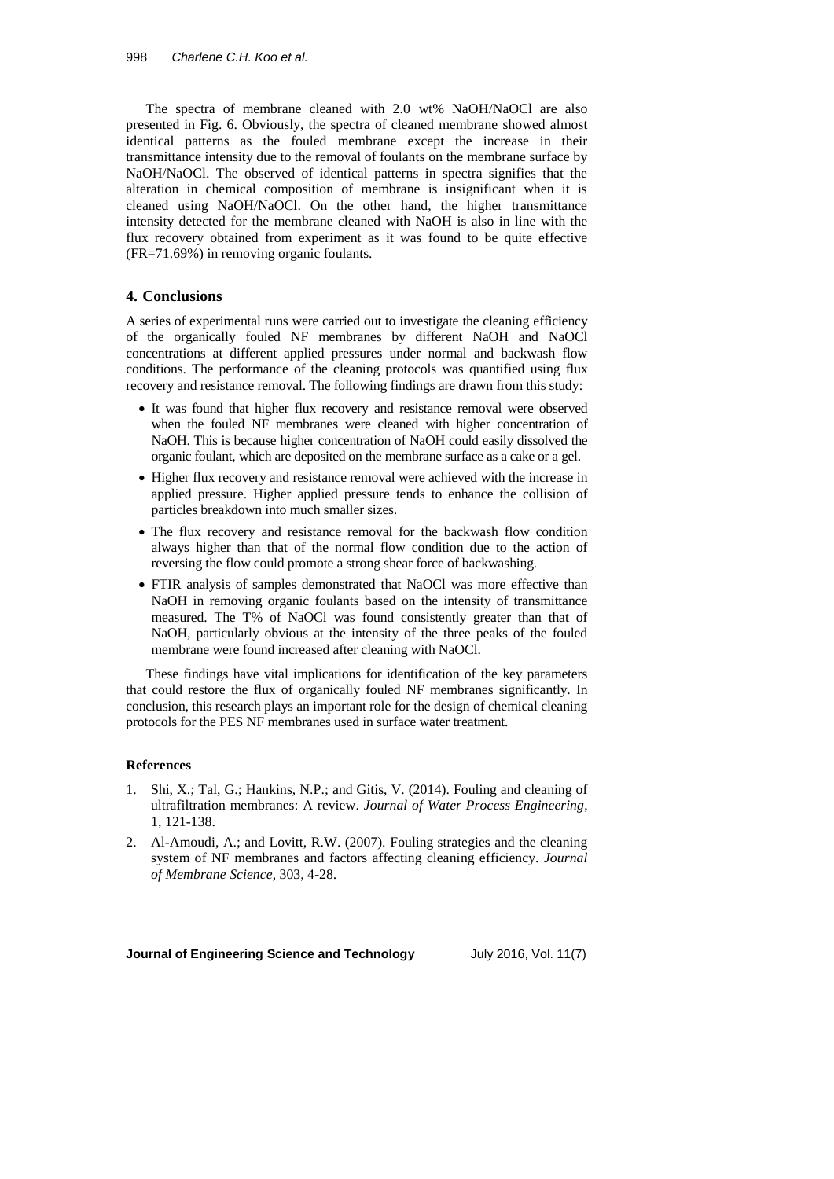The spectra of membrane cleaned with 2.0 wt% NaOH/NaOCl are also presented in Fig. 6. Obviously, the spectra of cleaned membrane showed almost identical patterns as the fouled membrane except the increase in their transmittance intensity due to the removal of foulants on the membrane surface by NaOH/NaOCl. The observed of identical patterns in spectra signifies that the alteration in chemical composition of membrane is insignificant when it is cleaned using NaOH/NaOCl. On the other hand, the higher transmittance intensity detected for the membrane cleaned with NaOH is also in line with the flux recovery obtained from experiment as it was found to be quite effective (FR=71.69%) in removing organic foulants.

## 4. Conclusions

A series of experimental runs were carried out to investigate the cleaning efficiency of the organically fouled NF membranes by different NaOH and NaOCl concentrations at different applied pressures under normal and backwash flow conditions. The performance of the cleaning protocols was quantified using flux recovery and resistance removal. The following findings are drawn from this study:

- It was found that higher flux recovery and resistance removal were observed when the fouled NF membranes were cleaned with higher concentration of NaOH. This is because higher concentration of NaOH could easily dissolved the organic foulant, which are deposited on the membrane surface as a cake or a gel.
- Higher flux recovery and resistance removal were achieved with the increase in applied pressure. Higher applied pressure tends to enhance the collision of particles breakdown into much smaller sizes.
- The flux recovery and resistance removal for the backwash flow condition always higher than that of the normal flow condition due to the action of reversing the flow could promote a strong shear force of backwashing.
- FTIR analysis of samples demonstrated that NaOCl was more effective than NaOH in removing organic foulants based on the intensity of transmittance measured. The T% of NaOCl was found consistently greater than that of NaOH, particularly obvious at the intensity of the three peaks of the fouled membrane were found increased after cleaning with NaOCl.

These findings have vital implications for identification of the key parameters that could restore the flux of organically fouled NF membranes significantly. In conclusion, this research plays an important role for the design of chemical cleaning protocols for the PES NF membranes used in surface water treatment.

### References

1. Shi, X.; Tal, G.; Hankins, N.P.; and Gitis, V. (2014). Fouling and cleaning of ultrafiltration membranes: A review. *Journal of Water Process Engineering*, 1, 121-138.
2. Al-Amoudi, A.; and Lovitt, R.W. (2007). Fouling strategies and the cleaning system of NF membranes and factors affecting cleaning efficiency. *Journal of Membrane Science*, 303, 4-28.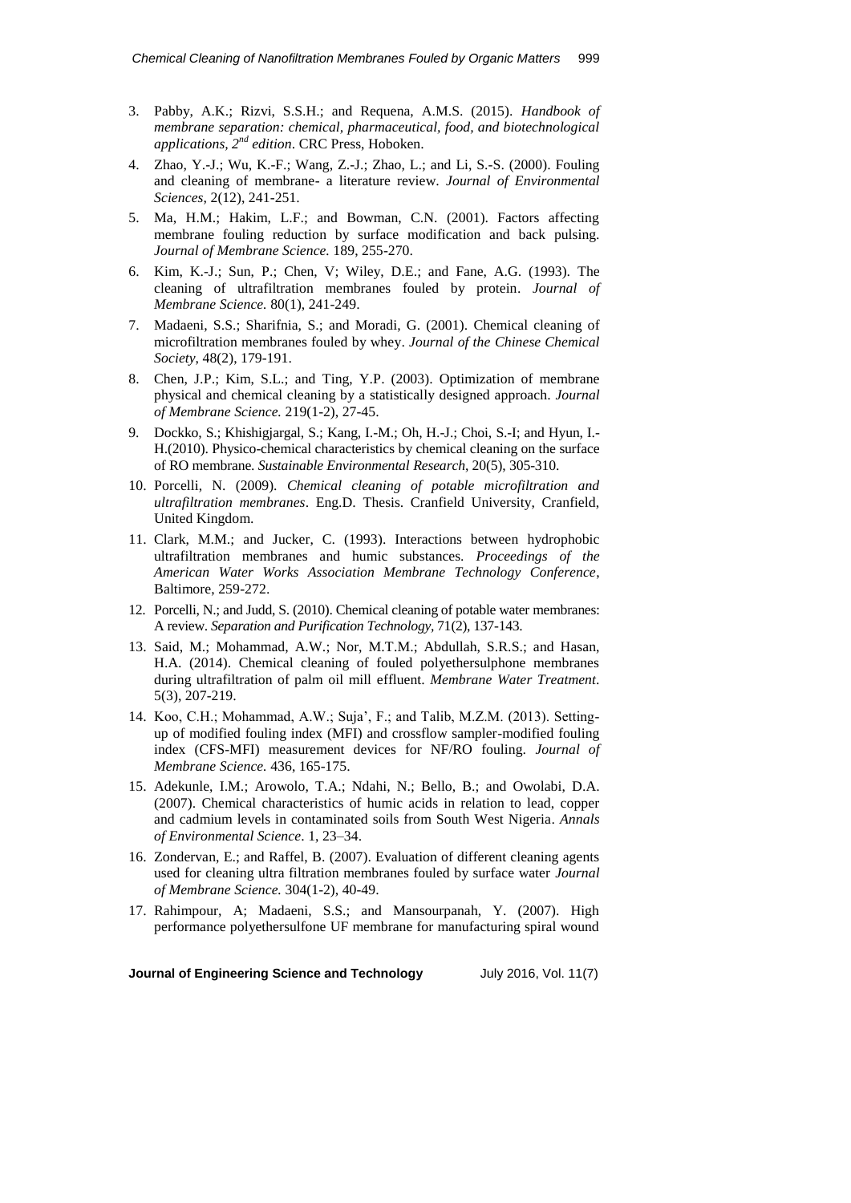3. Pabby, A.K.; Rizvi, S.S.H.; and Requena, A.M.S. (2015). *Handbook of membrane separation: chemical, pharmaceutical, food, and biotechnological applications, 2nd edition*. CRC Press, Hoboken.
4. Zhao, Y.-J.; Wu, K.-F.; Wang, Z.-J.; Zhao, L.; and Li, S.-S. (2000). Fouling and cleaning of membrane- a literature review. *Journal of Environmental Sciences*, 2(12), 241-251.
5. Ma, H.M.; Hakim, L.F.; and Bowman, C.N. (2001). Factors affecting membrane fouling reduction by surface modification and back pulsing. *Journal of Membrane Science.* 189, 255-270.
6. Kim, K.-J.; Sun, P.; Chen, V; Wiley, D.E.; and Fane, A.G. (1993). The cleaning of ultrafiltration membranes fouled by protein. *Journal of Membrane Science.* 80(1), 241-249.
7. Madaeni, S.S.; Sharifnia, S.; and Moradi, G. (2001). Chemical cleaning of microfiltration membranes fouled by whey. *Journal of the Chinese Chemical Society*, 48(2), 179-191.
8. Chen, J.P.; Kim, S.L.; and Ting, Y.P. (2003). Optimization of membrane physical and chemical cleaning by a statistically designed approach. *Journal of Membrane Science.* 219(1-2), 27-45.
9. Dockko, S.; Khishigjargal, S.; Kang, I.-M.; Oh, H.-J.; Choi, S.-I; and Hyun, I.-H.(2010). Physico-chemical characteristics by chemical cleaning on the surface of RO membrane. *Sustainable Environmental Research*, 20(5), 305-310.
10. Porcelli, N. (2009). *Chemical cleaning of potable microfiltration and ultrafiltration membranes*. Eng.D. Thesis. Cranfield University, Cranfield, United Kingdom.
11. Clark, M.M.; and Jucker, C. (1993). Interactions between hydrophobic ultrafiltration membranes and humic substances. *Proceedings of the American Water Works Association Membrane Technology Conference*, Baltimore, 259-272.
12. Porcelli, N.; and Judd, S. (2010). Chemical cleaning of potable water membranes: A review. *Separation and Purification Technology,* 71(2), 137-143.
13. Said, M.; Mohammad, A.W.; Nor, M.T.M.; Abdullah, S.R.S.; and Hasan, H.A. (2014). Chemical cleaning of fouled polyethersulphone membranes during ultrafiltration of palm oil mill effluent. *Membrane Water Treatment*. 5(3), 207-219.
14. Koo, C.H.; Mohammad, A.W.; Suja', F.; and Talib, M.Z.M. (2013). Setting-up of modified fouling index (MFI) and crossflow sampler-modified fouling index (CFS-MFI) measurement devices for NF/RO fouling. *Journal of Membrane Science.* 436, 165-175.
15. Adekunle, I.M.; Arowolo, T.A.; Ndahi, N.; Bello, B.; and Owolabi, D.A. (2007). Chemical characteristics of humic acids in relation to lead, copper and cadmium levels in contaminated soils from South West Nigeria. *Annals of Environmental Science*. 1, 23–34.
16. Zondervan, E.; and Raffel, B. (2007). Evaluation of different cleaning agents used for cleaning ultra filtration membranes fouled by surface water *Journal of Membrane Science.* 304(1-2), 40-49.
17. Rahimpour, A; Madaeni, S.S.; and Mansourpanah, Y. (2007). High performance polyethersulfone UF membrane for manufacturing spiral wound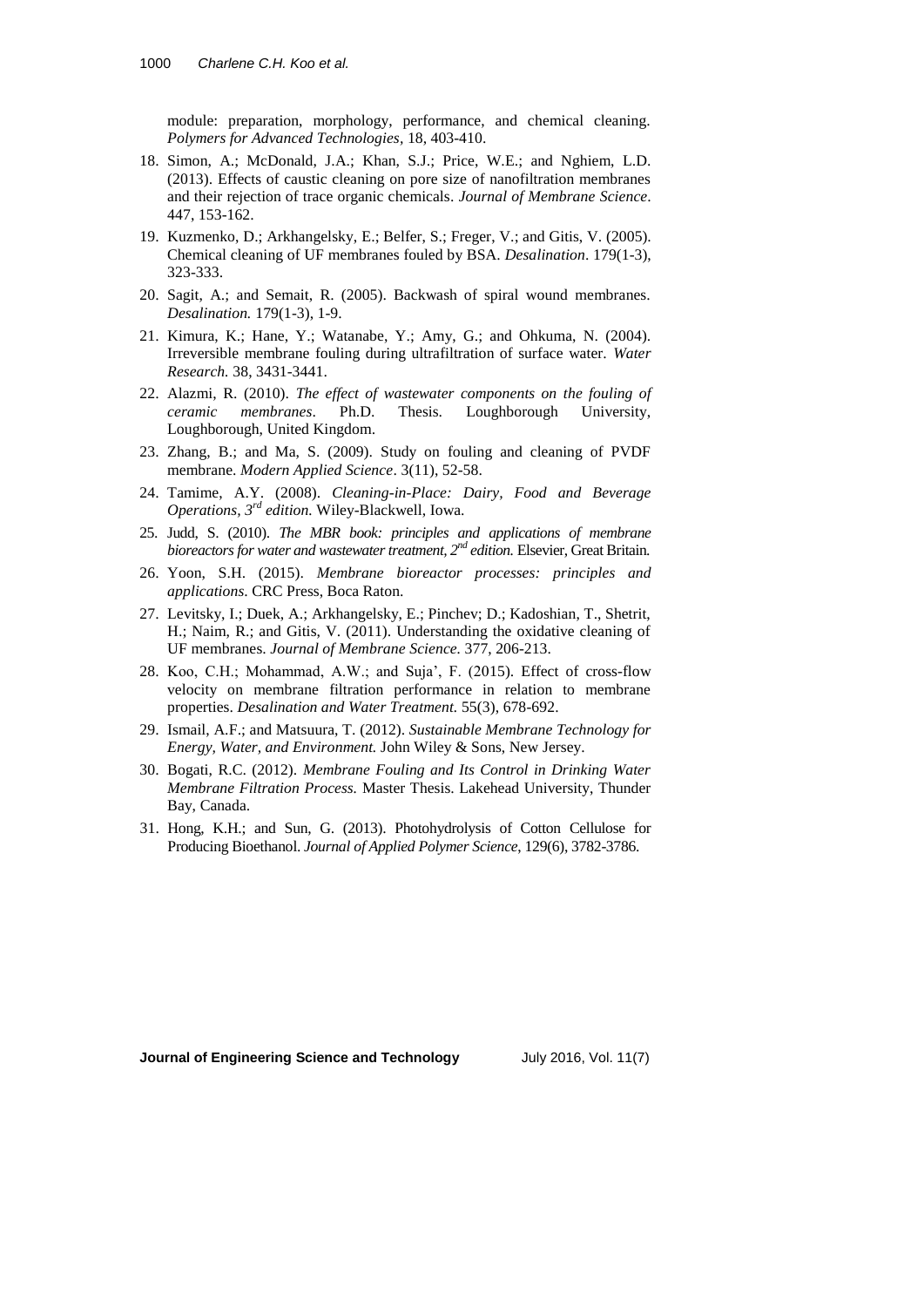module: preparation, morphology, performance, and chemical cleaning. *Polymers for Advanced Technologies*, 18, 403-410.

18. Simon, A.; McDonald, J.A.; Khan, S.J.; Price, W.E.; and Nghiem, L.D. (2013). Effects of caustic cleaning on pore size of nanofiltration membranes and their rejection of trace organic chemicals. *Journal of Membrane Science*. 447, 153-162.
19. Kuzmenko, D.; Arkhangelsky, E.; Belfer, S.; Freger, V.; and Gitis, V. (2005). Chemical cleaning of UF membranes fouled by BSA. *Desalination*. 179(1-3), 323-333.
20. Sagit, A.; and Semait, R. (2005). Backwash of spiral wound membranes. *Desalination.* 179(1-3), 1-9.
21. Kimura, K.; Hane, Y.; Watanabe, Y.; Amy, G.; and Ohkuma, N. (2004). Irreversible membrane fouling during ultrafiltration of surface water. *Water Research.* 38, 3431-3441.
22. Alazmi, R. (2010). *The effect of wastewater components on the fouling of ceramic membranes*. Ph.D. Thesis. Loughborough University, Loughborough, United Kingdom.
23. Zhang, B.; and Ma, S. (2009). Study on fouling and cleaning of PVDF membrane. *Modern Applied Science*. 3(11), 52-58.
24. Tamime, A.Y. (2008). *Cleaning-in-Place: Dairy, Food and Beverage Operations, 3rd edition.* Wiley-Blackwell, Iowa.
25. Judd, S. (2010). *The MBR book: principles and applications of membrane bioreactors for water and wastewater treatment, 2nd edition.* Elsevier, Great Britain.
26. Yoon, S.H. (2015). *Membrane bioreactor processes: principles and applications*. CRC Press, Boca Raton.
27. Levitsky, I.; Duek, A.; Arkhangelsky, E.; Pinchev; D.; Kadoshian, T., Shetrit, H.; Naim, R.; and Gitis, V. (2011). Understanding the oxidative cleaning of UF membranes. *Journal of Membrane Science.* 377, 206-213.
28. Koo, C.H.; Mohammad, A.W.; and Suja', F. (2015). Effect of cross-flow velocity on membrane filtration performance in relation to membrane properties. *Desalination and Water Treatment.* 55(3), 678-692.
29. Ismail, A.F.; and Matsuura, T. (2012). *Sustainable Membrane Technology for Energy, Water, and Environment.* John Wiley & Sons, New Jersey.
30. Bogati, R.C. (2012). *Membrane Fouling and Its Control in Drinking Water Membrane Filtration Process.* Master Thesis. Lakehead University, Thunder Bay, Canada.
31. Hong, K.H.; and Sun, G. (2013). Photohydrolysis of Cotton Cellulose for Producing Bioethanol. *Journal of Applied Polymer Science*, 129(6), 3782-3786.